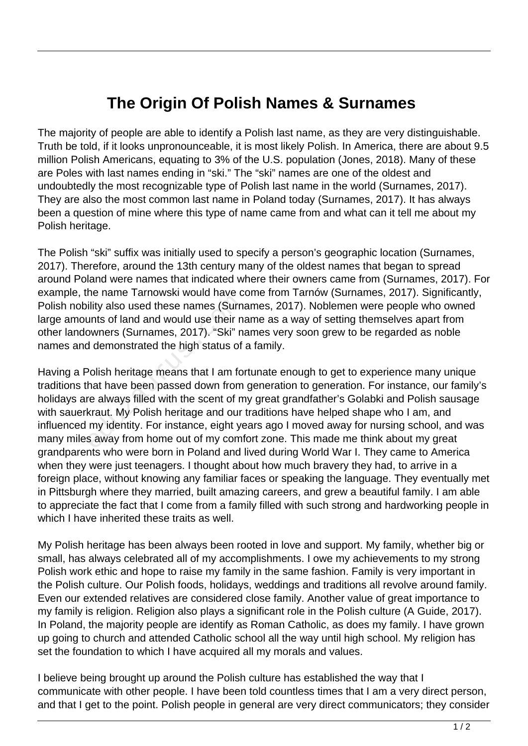# The Origin Of Polish Names & Surnames

The majority of people are able to identify a Polish last name, as they are very distinguishable. Truth be told, if it looks unpronounceable, it is most likely Polish. In America, there are about 9.5 million Polish Americans, equating to 3% of the U.S. population (Jones, 2018). Many of these are Poles with last names ending in "ski." The "ski" names are one of the oldest and undoubtedly the most recognizable type of Polish last name in the world (Surnames, 2017). They are also the most common last name in Poland today (Surnames, 2017). It has always been a question of mine where this type of name came from and what can it tell me about my Polish heritage.

The Polish "ski" suffix was initially used to specify a person's geographic location (Surnames, 2017). Therefore, around the 13th century many of the oldest names that began to spread around Poland were names that indicated where their owners came from (Surnames, 2017). For example, the name Tarnowski would have come from Tarnów (Surnames, 2017). Significantly, Polish nobility also used these names (Surnames, 2017). Noblemen were people who owned large amounts of land and would use their name as a way of setting themselves apart from other landowners (Surnames, 2017). "Ski" names very soon grew to be regarded as noble names and demonstrated the high status of a family.

Having a Polish heritage means that I am fortunate enough to get to experience many unique traditions that have been passed down from generation to generation. For instance, our family's holidays are always filled with the scent of my great grandfather's Golabki and Polish sausage with sauerkraut. My Polish heritage and our traditions have helped shape who I am, and influenced my identity. For instance, eight years ago I moved away for nursing school, and was many miles away from home out of my comfort zone. This made me think about my great grandparents who were born in Poland and lived during World War I. They came to America when they were just teenagers. I thought about how much bravery they had, to arrive in a foreign place, without knowing any familiar faces or speaking the language. They eventually met in Pittsburgh where they married, built amazing careers, and grew a beautiful family. I am able to appreciate the fact that I come from a family filled with such strong and hardworking people in which I have inherited these traits as well.

My Polish heritage has been always been rooted in love and support. My family, whether big or small, has always celebrated all of my accomplishments. I owe my achievements to my strong Polish work ethic and hope to raise my family in the same fashion. Family is very important in the Polish culture. Our Polish foods, holidays, weddings and traditions all revolve around family. Even our extended relatives are considered close family. Another value of great importance to my family is religion. Religion also plays a significant role in the Polish culture (A Guide, 2017). In Poland, the majority people are identify as Roman Catholic, as does my family. I have grown up going to church and attended Catholic school all the way until high school. My religion has set the foundation to which I have acquired all my morals and values.

I believe being brought up around the Polish culture has established the way that I communicate with other people. I have been told countless times that I am a very direct person, and that I get to the point. Polish people in general are very direct communicators; they consider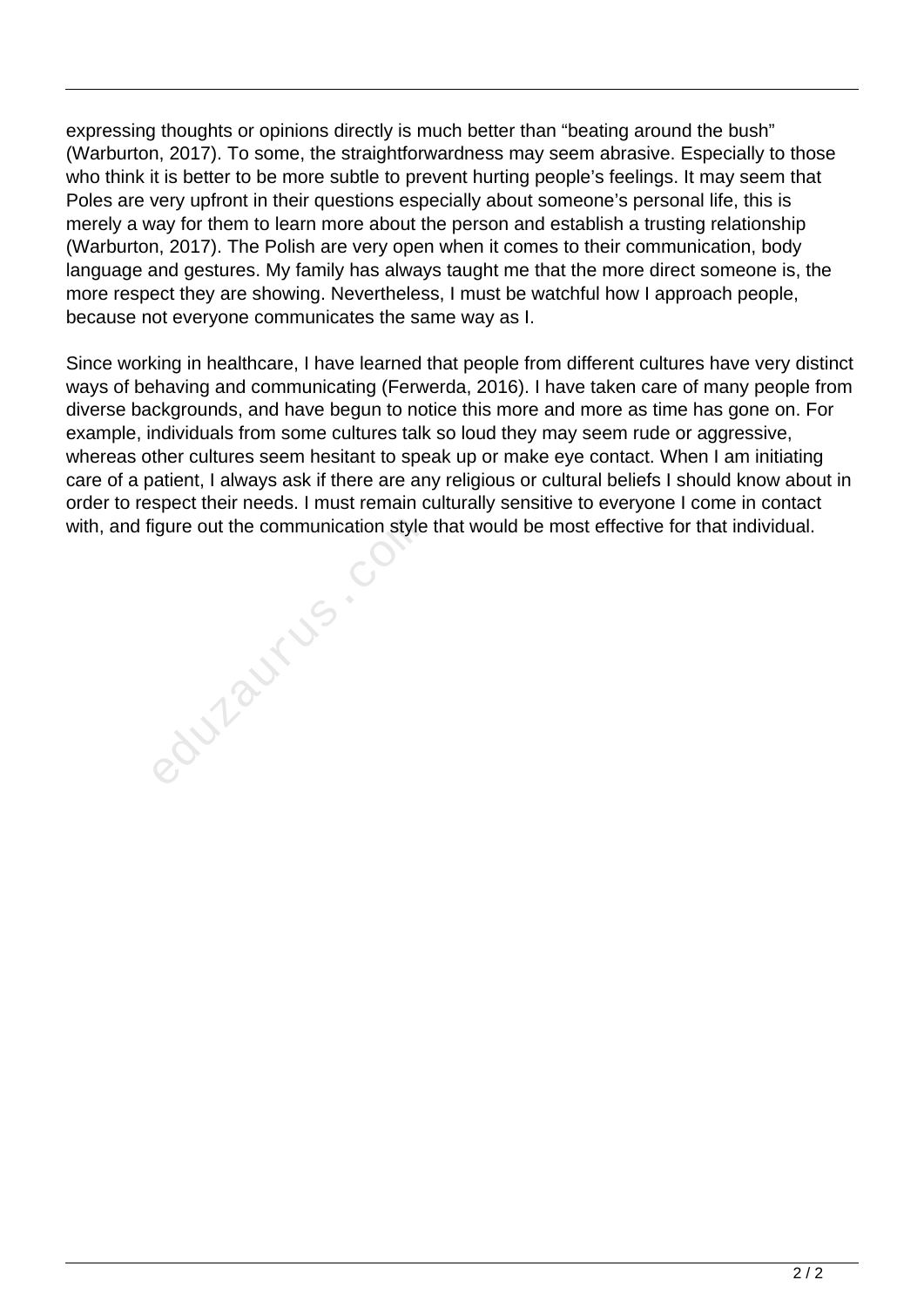expressing thoughts or opinions directly is much better than “beating around the bush” (Warburton, 2017). To some, the straightforwardness may seem abrasive. Especially to those who think it is better to be more subtle to prevent hurting people’s feelings. It may seem that Poles are very upfront in their questions especially about someone’s personal life, this is merely a way for them to learn more about the person and establish a trusting relationship (Warburton, 2017). The Polish are very open when it comes to their communication, body language and gestures. My family has always taught me that the more direct someone is, the more respect they are showing. Nevertheless, I must be watchful how I approach people, because not everyone communicates the same way as I.

Since working in healthcare, I have learned that people from different cultures have very distinct ways of behaving and communicating (Ferwerda, 2016). I have taken care of many people from diverse backgrounds, and have begun to notice this more and more as time has gone on. For example, individuals from some cultures talk so loud they may seem rude or aggressive, whereas other cultures seem hesitant to speak up or make eye contact. When I am initiating care of a patient, I always ask if there are any religious or cultural beliefs I should know about in order to respect their needs. I must remain culturally sensitive to everyone I come in contact with, and figure out the communication style that would be most effective for that individual.